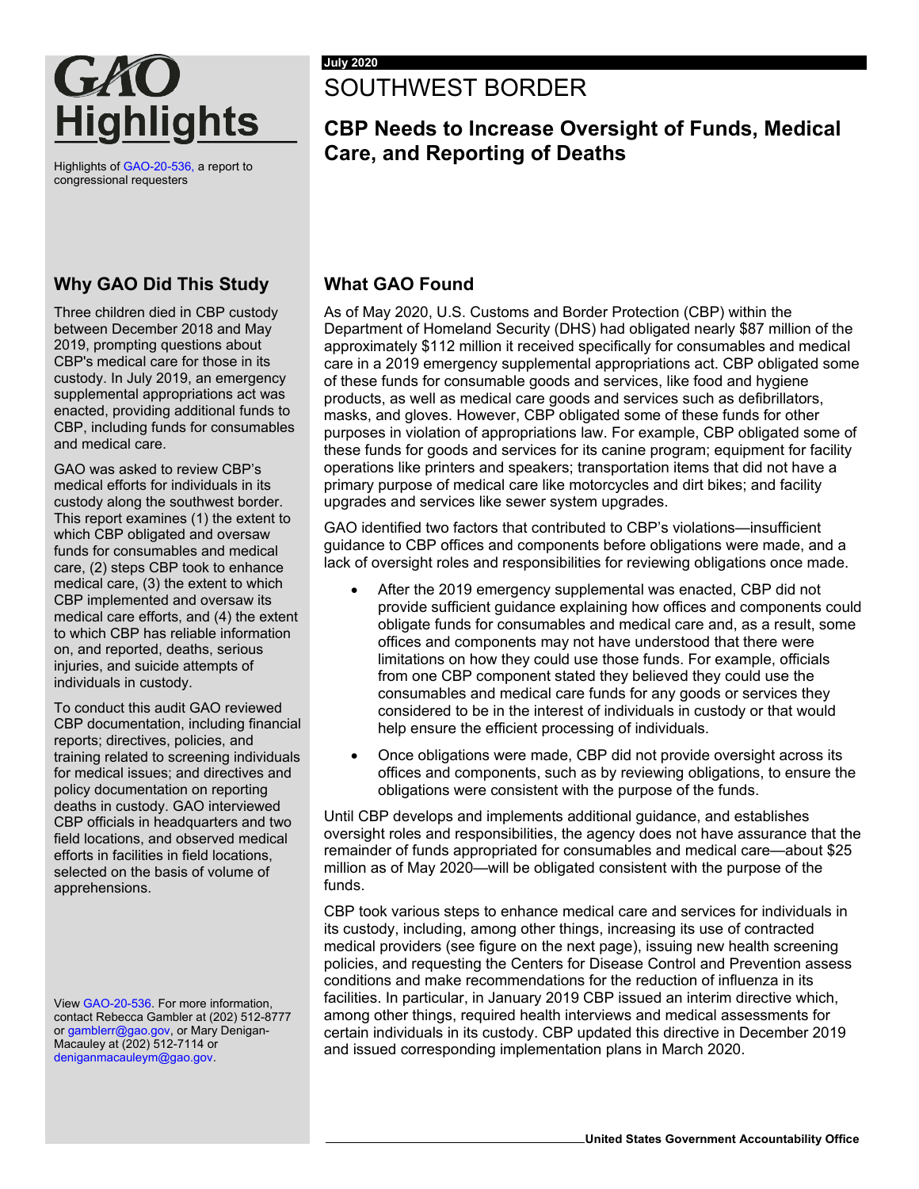# GAO Highlights

Highlights of GAO-20-536, a report to congressional requesters

July 2020

# SOUTHWEST BORDER

## CBP Needs to Increase Oversight of Funds, Medical Care, and Reporting of Deaths

### Why GAO Did This Study

Three children died in CBP custody between December 2018 and May 2019, prompting questions about CBP's medical care for those in its custody. In July 2019, an emergency supplemental appropriations act was enacted, providing additional funds to CBP, including funds for consumables and medical care.

GAO was asked to review CBP's medical efforts for individuals in its custody along the southwest border. This report examines (1) the extent to which CBP obligated and oversaw funds for consumables and medical care, (2) steps CBP took to enhance medical care, (3) the extent to which CBP implemented and oversaw its medical care efforts, and (4) the extent to which CBP has reliable information on, and reported, deaths, serious injuries, and suicide attempts of individuals in custody.

To conduct this audit GAO reviewed CBP documentation, including financial reports; directives, policies, and training related to screening individuals for medical issues; and directives and policy documentation on reporting deaths in custody. GAO interviewed CBP officials in headquarters and two field locations, and observed medical efforts in facilities in field locations, selected on the basis of volume of apprehensions.

View GAO-20-536. For more information, contact Rebecca Gambler at (202) 512-8777 or gamblerr@gao.gov, or Mary Denigan-Macauley at (202) 512-7114 or deniganmacauleym@gao.gov.

### What GAO Found

As of May 2020, U.S. Customs and Border Protection (CBP) within the Department of Homeland Security (DHS) had obligated nearly $87 million of the approximately $112 million it received specifically for consumables and medical care in a 2019 emergency supplemental appropriations act. CBP obligated some of these funds for consumable goods and services, like food and hygiene products, as well as medical care goods and services such as defibrillators, masks, and gloves. However, CBP obligated some of these funds for other purposes in violation of appropriations law. For example, CBP obligated some of these funds for goods and services for its canine program; equipment for facility operations like printers and speakers; transportation items that did not have a primary purpose of medical care like motorcycles and dirt bikes; and facility upgrades and services like sewer system upgrades.

GAO identified two factors that contributed to CBP's violations—insufficient guidance to CBP offices and components before obligations were made, and a lack of oversight roles and responsibilities for reviewing obligations once made.

- After the 2019 emergency supplemental was enacted, CBP did not provide sufficient guidance explaining how offices and components could obligate funds for consumables and medical care and, as a result, some offices and components may not have understood that there were limitations on how they could use those funds. For example, officials from one CBP component stated they believed they could use the consumables and medical care funds for any goods or services they considered to be in the interest of individuals in custody or that would help ensure the efficient processing of individuals.
- Once obligations were made, CBP did not provide oversight across its offices and components, such as by reviewing obligations, to ensure the obligations were consistent with the purpose of the funds.

Until CBP develops and implements additional guidance, and establishes oversight roles and responsibilities, the agency does not have assurance that the remainder of funds appropriated for consumables and medical care—about $25 million as of May 2020—will be obligated consistent with the purpose of the funds.

CBP took various steps to enhance medical care and services for individuals in its custody, including, among other things, increasing its use of contracted medical providers (see figure on the next page), issuing new health screening policies, and requesting the Centers for Disease Control and Prevention assess conditions and make recommendations for the reduction of influenza in its facilities. In particular, in January 2019 CBP issued an interim directive which, among other things, required health interviews and medical assessments for certain individuals in its custody. CBP updated this directive in December 2019 and issued corresponding implementation plans in March 2020.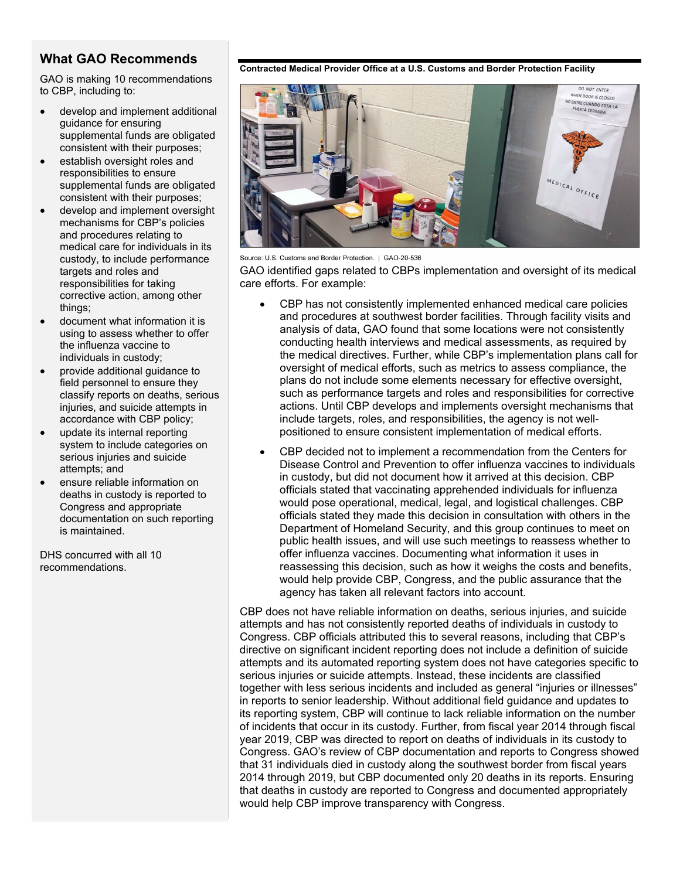## What GAO Recommends

GAO is making 10 recommendations to CBP, including to:

- develop and implement additional guidance for ensuring supplemental funds are obligated consistent with their purposes;
- establish oversight roles and responsibilities to ensure supplemental funds are obligated consistent with their purposes;
- develop and implement oversight mechanisms for CBP's policies and procedures relating to medical care for individuals in its custody, to include performance targets and roles and responsibilities for taking corrective action, among other things;
- document what information it is using to assess whether to offer the influenza vaccine to individuals in custody;
- provide additional guidance to field personnel to ensure they classify reports on deaths, serious injuries, and suicide attempts in accordance with CBP policy;
- update its internal reporting system to include categories on serious injuries and suicide attempts; and
- ensure reliable information on deaths in custody is reported to Congress and appropriate documentation on such reporting is maintained.

DHS concurred with all 10 recommendations.

**Contracted Medical Provider Office at a U.S. Customs and Border Protection Facility**

Source: U.S. Customs and Border Protection. | GAO-20-536

GAO identified gaps related to CBPs implementation and oversight of its medical care efforts. For example:

- CBP has not consistently implemented enhanced medical care policies and procedures at southwest border facilities. Through facility visits and analysis of data, GAO found that some locations were not consistently conducting health interviews and medical assessments, as required by the medical directives. Further, while CBP's implementation plans call for oversight of medical efforts, such as metrics to assess compliance, the plans do not include some elements necessary for effective oversight, such as performance targets and roles and responsibilities for corrective actions. Until CBP develops and implements oversight mechanisms that include targets, roles, and responsibilities, the agency is not well-positioned to ensure consistent implementation of medical efforts.
- CBP decided not to implement a recommendation from the Centers for Disease Control and Prevention to offer influenza vaccines to individuals in custody, but did not document how it arrived at this decision. CBP officials stated that vaccinating apprehended individuals for influenza would pose operational, medical, legal, and logistical challenges. CBP officials stated they made this decision in consultation with others in the Department of Homeland Security, and this group continues to meet on public health issues, and will use such meetings to reassess whether to offer influenza vaccines. Documenting what information it uses in reassessing this decision, such as how it weighs the costs and benefits, would help provide CBP, Congress, and the public assurance that the agency has taken all relevant factors into account.

CBP does not have reliable information on deaths, serious injuries, and suicide attempts and has not consistently reported deaths of individuals in custody to Congress. CBP officials attributed this to several reasons, including that CBP's directive on significant incident reporting does not include a definition of suicide attempts and its automated reporting system does not have categories specific to serious injuries or suicide attempts. Instead, these incidents are classified together with less serious incidents and included as general "injuries or illnesses" in reports to senior leadership. Without additional field guidance and updates to its reporting system, CBP will continue to lack reliable information on the number of incidents that occur in its custody. Further, from fiscal year 2014 through fiscal year 2019, CBP was directed to report on deaths of individuals in its custody to Congress. GAO's review of CBP documentation and reports to Congress showed that 31 individuals died in custody along the southwest border from fiscal years 2014 through 2019, but CBP documented only 20 deaths in its reports. Ensuring that deaths in custody are reported to Congress and documented appropriately would help CBP improve transparency with Congress.